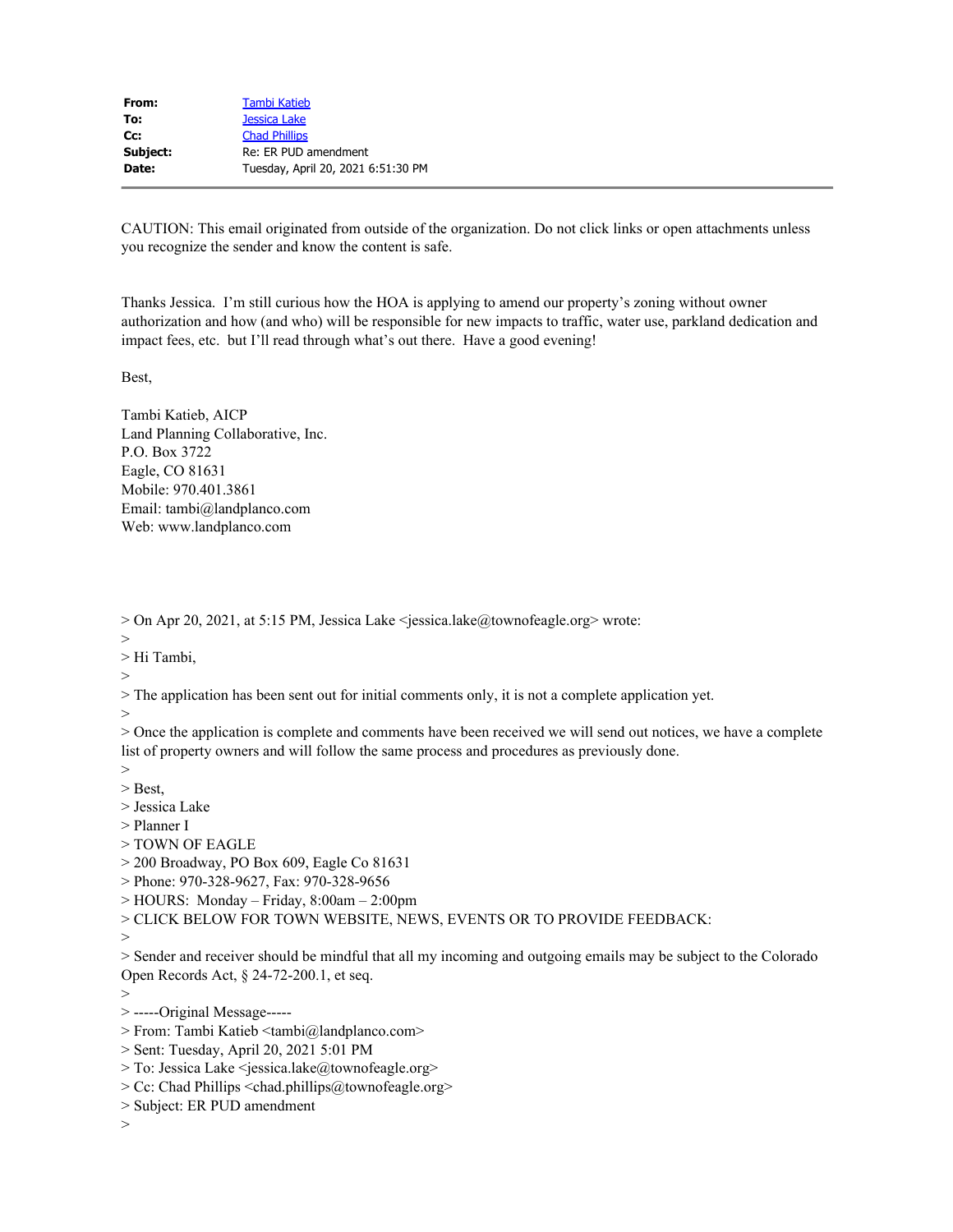| | |
|---|---|
| **From:** | Tambi Katieb |
| **To:** | Jessica Lake |
| **Cc:** | Chad Phillips |
| **Subject:** | Re: ER PUD amendment |
| **Date:** | Tuesday, April 20, 2021 6:51:30 PM |

---

CAUTION: This email originated from outside of the organization. Do not click links or open attachments unless you recognize the sender and know the content is safe.

Thanks Jessica. I'm still curious how the HOA is applying to amend our property's zoning without owner authorization and how (and who) will be responsible for new impacts to traffic, water use, parkland dedication and impact fees, etc. but I'll read through what's out there. Have a good evening!

Best,

Tambi Katieb, AICP
Land Planning Collaborative, Inc.
P.O. Box 3722
Eagle, CO 81631
Mobile: 970.401.3861
Email: tambi@landplanco.com
Web: www.landplanco.com

> On Apr 20, 2021, at 5:15 PM, Jessica Lake <jessica.lake@townofeagle.org> wrote:
>
> Hi Tambi,
>
> The application has been sent out for initial comments only, it is not a complete application yet.
>
> Once the application is complete and comments have been received we will send out notices, we have a complete list of property owners and will follow the same process and procedures as previously done.
>
> Best,
> Jessica Lake
> Planner I
> TOWN OF EAGLE
> 200 Broadway, PO Box 609, Eagle Co 81631
> Phone: 970-328-9627, Fax: 970-328-9656
> HOURS: Monday – Friday, 8:00am – 2:00pm
> CLICK BELOW FOR TOWN WEBSITE, NEWS, EVENTS OR TO PROVIDE FEEDBACK:
>
> Sender and receiver should be mindful that all my incoming and outgoing emails may be subject to the Colorado Open Records Act, § 24-72-200.1, et seq.
>
> -----Original Message-----
> From: Tambi Katieb <tambi@landplanco.com>
> Sent: Tuesday, April 20, 2021 5:01 PM
> To: Jessica Lake <jessica.lake@townofeagle.org>
> Cc: Chad Phillips <chad.phillips@townofeagle.org>
> Subject: ER PUD amendment
>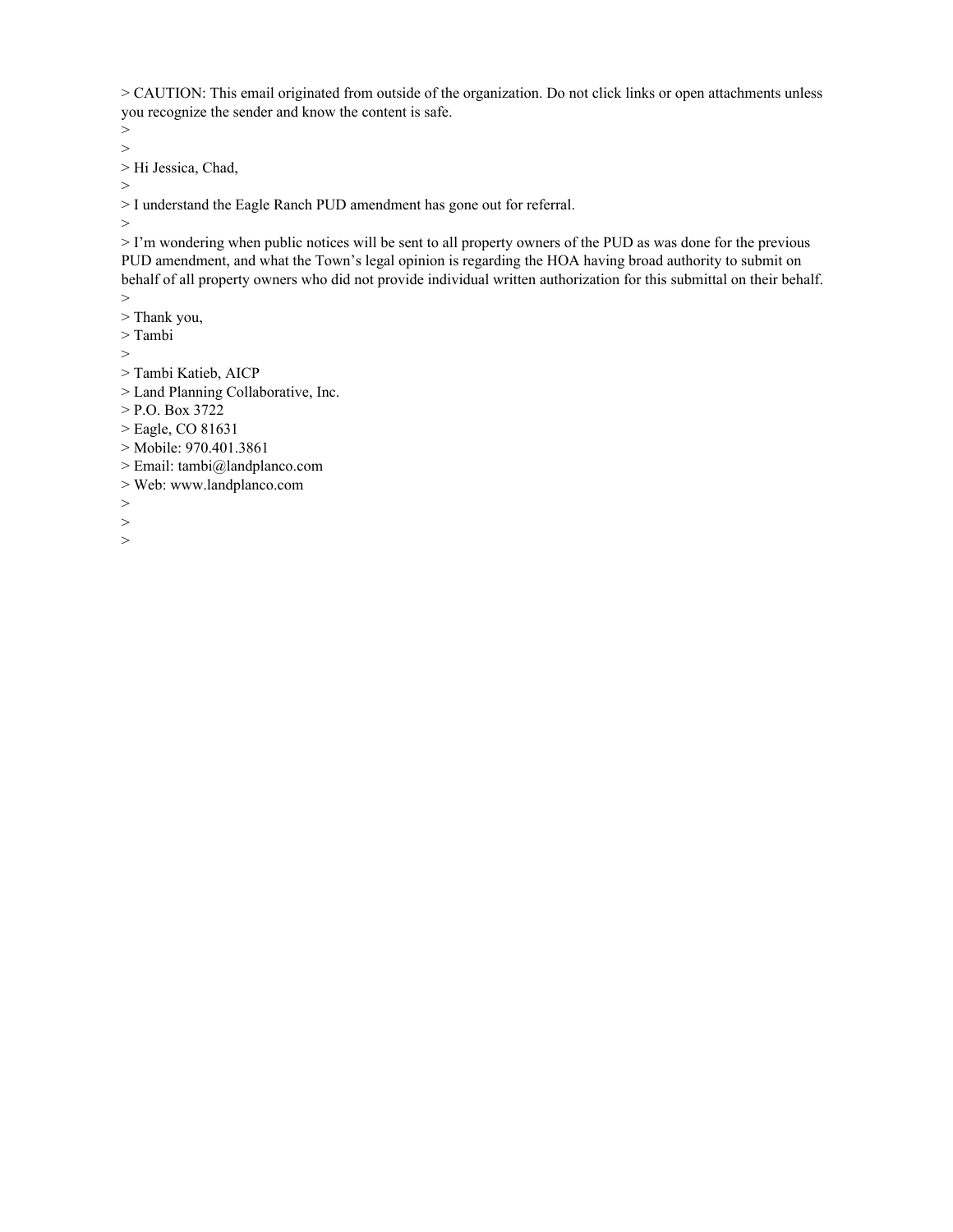> CAUTION: This email originated from outside of the organization. Do not click links or open attachments unless you recognize the sender and know the content is safe.
>
>
> Hi Jessica, Chad,
>
> I understand the Eagle Ranch PUD amendment has gone out for referral.
>
> I'm wondering when public notices will be sent to all property owners of the PUD as was done for the previous PUD amendment, and what the Town's legal opinion is regarding the HOA having broad authority to submit on behalf of all property owners who did not provide individual written authorization for this submittal on their behalf.
>
> Thank you,
> Tambi
>
> Tambi Katieb, AICP
> Land Planning Collaborative, Inc.
> P.O. Box 3722
> Eagle, CO 81631
> Mobile: 970.401.3861
> Email: tambi@landplanco.com
> Web: www.landplanco.com
>
>
>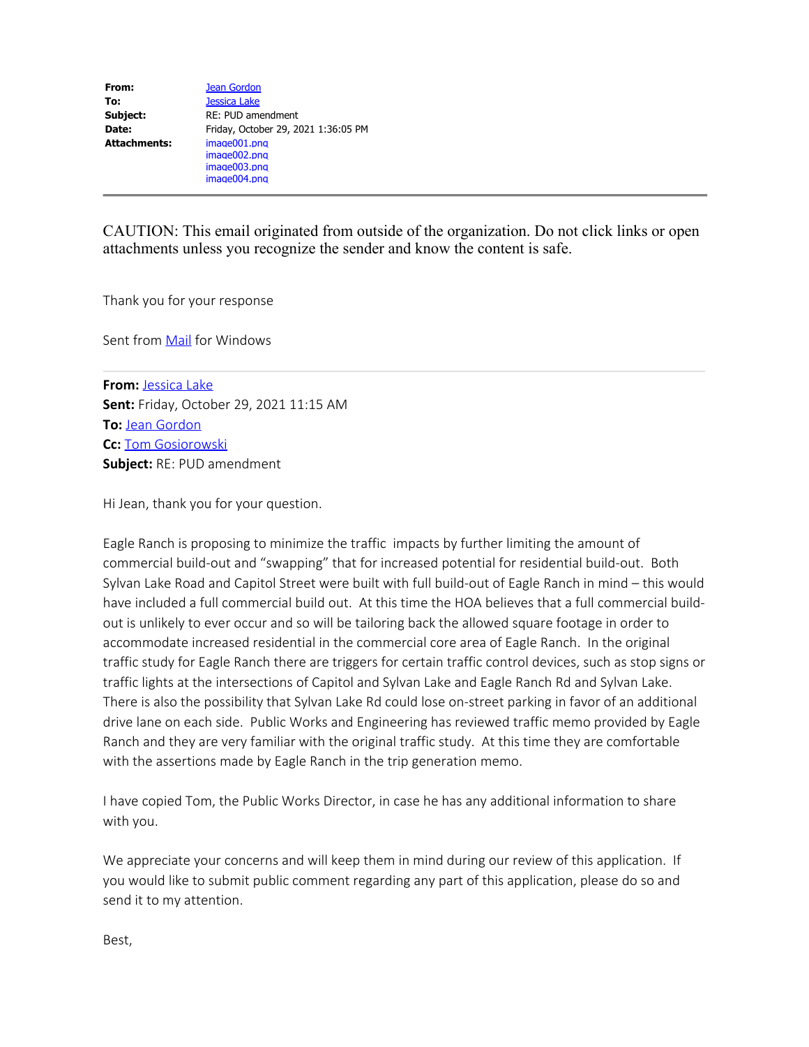**From:** Jean Gordon
**To:** Jessica Lake
**Subject:** RE: PUD amendment
**Date:** Friday, October 29, 2021 1:36:05 PM
**Attachments:** image001.png
image002.png
image003.png
image004.png

---

CAUTION: This email originated from outside of the organization. Do not click links or open attachments unless you recognize the sender and know the content is safe.

Thank you for your response

Sent from Mail for Windows

---

**From:** Jessica Lake
**Sent:** Friday, October 29, 2021 11:15 AM
**To:** Jean Gordon
**Cc:** Tom Gosiorowski
**Subject:** RE: PUD amendment

Hi Jean, thank you for your question.

Eagle Ranch is proposing to minimize the traffic impacts by further limiting the amount of commercial build-out and "swapping" that for increased potential for residential build-out. Both Sylvan Lake Road and Capitol Street were built with full build-out of Eagle Ranch in mind – this would have included a full commercial build out. At this time the HOA believes that a full commercial build-out is unlikely to ever occur and so will be tailoring back the allowed square footage in order to accommodate increased residential in the commercial core area of Eagle Ranch. In the original traffic study for Eagle Ranch there are triggers for certain traffic control devices, such as stop signs or traffic lights at the intersections of Capitol and Sylvan Lake and Eagle Ranch Rd and Sylvan Lake. There is also the possibility that Sylvan Lake Rd could lose on-street parking in favor of an additional drive lane on each side. Public Works and Engineering has reviewed traffic memo provided by Eagle Ranch and they are very familiar with the original traffic study. At this time they are comfortable with the assertions made by Eagle Ranch in the trip generation memo.

I have copied Tom, the Public Works Director, in case he has any additional information to share with you.

We appreciate your concerns and will keep them in mind during our review of this application. If you would like to submit public comment regarding any part of this application, please do so and send it to my attention.

Best,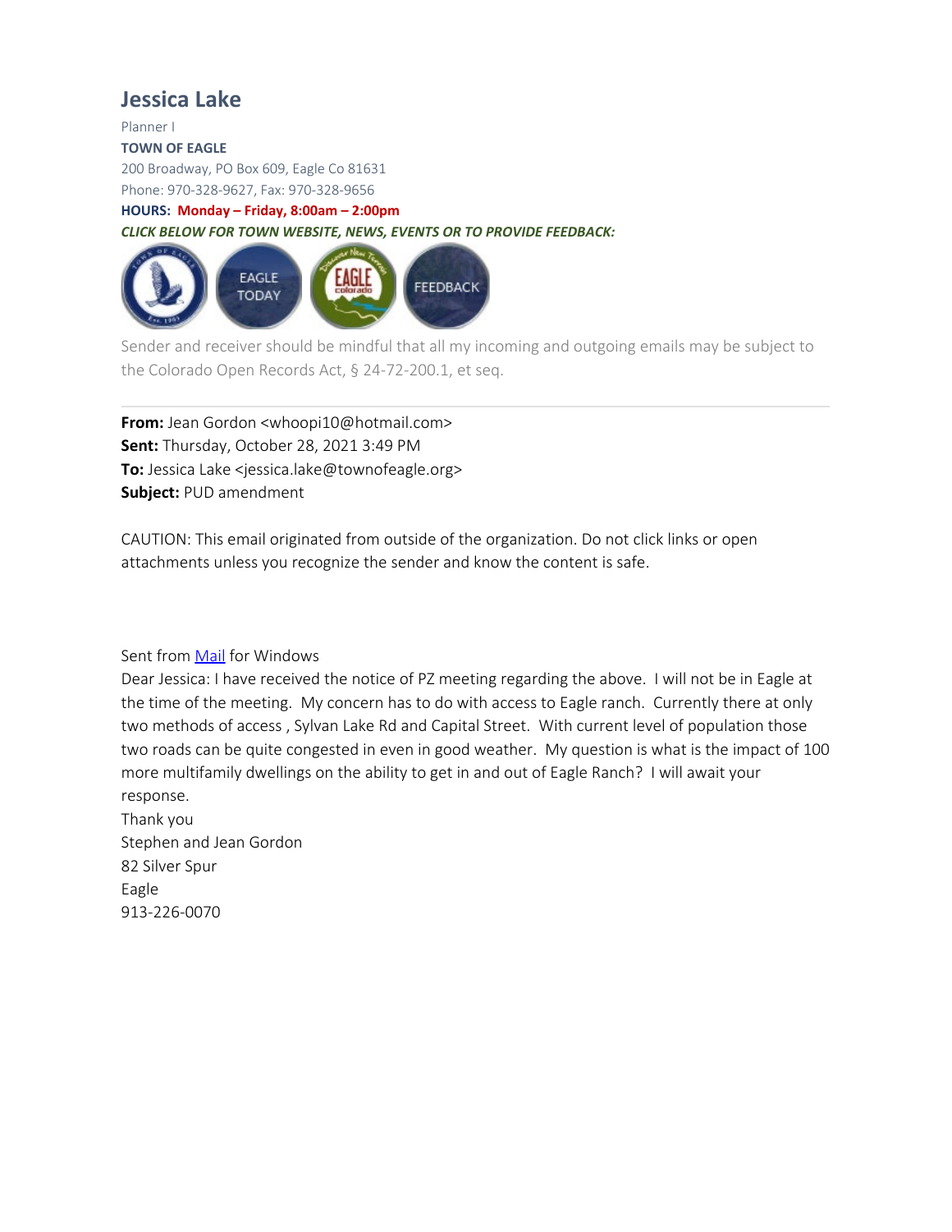## Jessica Lake

Planner I

**TOWN OF EAGLE**

200 Broadway, PO Box 609, Eagle Co 81631

Phone: 970-328-9627, Fax: 970-328-9656

**HOURS: Monday – Friday, 8:00am – 2:00pm**

***CLICK BELOW FOR TOWN WEBSITE, NEWS, EVENTS OR TO PROVIDE FEEDBACK:***

EAGLE TODAY FEEDBACK

Sender and receiver should be mindful that all my incoming and outgoing emails may be subject to the Colorado Open Records Act, § 24-72-200.1, et seq.

---

**From:** Jean Gordon <whoopi10@hotmail.com>
**Sent:** Thursday, October 28, 2021 3:49 PM
**To:** Jessica Lake <jessica.lake@townofeagle.org>
**Subject:** PUD amendment

CAUTION: This email originated from outside of the organization. Do not click links or open attachments unless you recognize the sender and know the content is safe.

Sent from Mail for Windows

Dear Jessica: I have received the notice of PZ meeting regarding the above. I will not be in Eagle at the time of the meeting. My concern has to do with access to Eagle ranch. Currently there at only two methods of access , Sylvan Lake Rd and Capital Street. With current level of population those two roads can be quite congested in even in good weather. My question is what is the impact of 100 more multifamily dwellings on the ability to get in and out of Eagle Ranch? I will await your response.

Thank you

Stephen and Jean Gordon

82 Silver Spur

Eagle

913-226-0070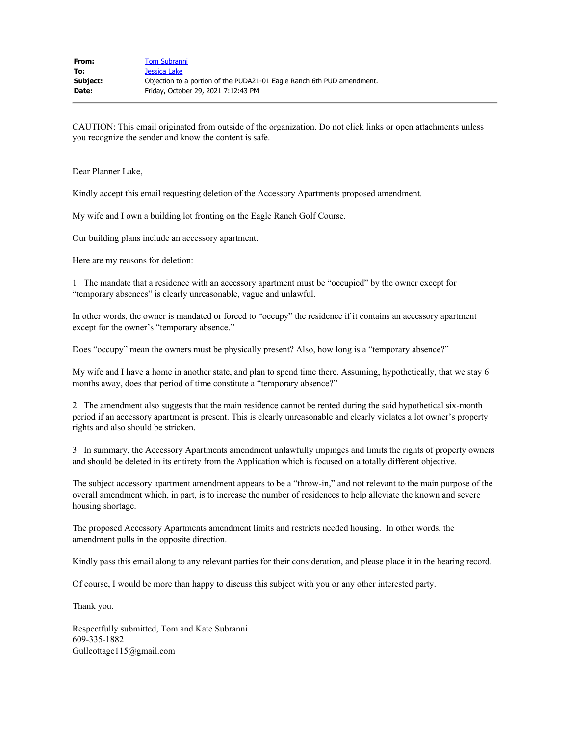| | |
|---|---|
| **From:** | Tom Subranni |
| **To:** | Jessica Lake |
| **Subject:** | Objection to a portion of the PUDA21-01 Eagle Ranch 6th PUD amendment. |
| **Date:** | Friday, October 29, 2021 7:12:43 PM |

---

CAUTION: This email originated from outside of the organization. Do not click links or open attachments unless you recognize the sender and know the content is safe.

Dear Planner Lake,

Kindly accept this email requesting deletion of the Accessory Apartments proposed amendment.

My wife and I own a building lot fronting on the Eagle Ranch Golf Course.

Our building plans include an accessory apartment.

Here are my reasons for deletion:

1. The mandate that a residence with an accessory apartment must be "occupied" by the owner except for "temporary absences" is clearly unreasonable, vague and unlawful.

In other words, the owner is mandated or forced to "occupy" the residence if it contains an accessory apartment except for the owner's "temporary absence."

Does "occupy" mean the owners must be physically present? Also, how long is a "temporary absence?"

My wife and I have a home in another state, and plan to spend time there. Assuming, hypothetically, that we stay 6 months away, does that period of time constitute a "temporary absence?"

2. The amendment also suggests that the main residence cannot be rented during the said hypothetical six-month period if an accessory apartment is present. This is clearly unreasonable and clearly violates a lot owner's property rights and also should be stricken.

3. In summary, the Accessory Apartments amendment unlawfully impinges and limits the rights of property owners and should be deleted in its entirety from the Application which is focused on a totally different objective.

The subject accessory apartment amendment appears to be a "throw-in," and not relevant to the main purpose of the overall amendment which, in part, is to increase the number of residences to help alleviate the known and severe housing shortage.

The proposed Accessory Apartments amendment limits and restricts needed housing. In other words, the amendment pulls in the opposite direction.

Kindly pass this email along to any relevant parties for their consideration, and please place it in the hearing record.

Of course, I would be more than happy to discuss this subject with you or any other interested party.

Thank you.

Respectfully submitted, Tom and Kate Subranni
609-335-1882
Gullcottage115@gmail.com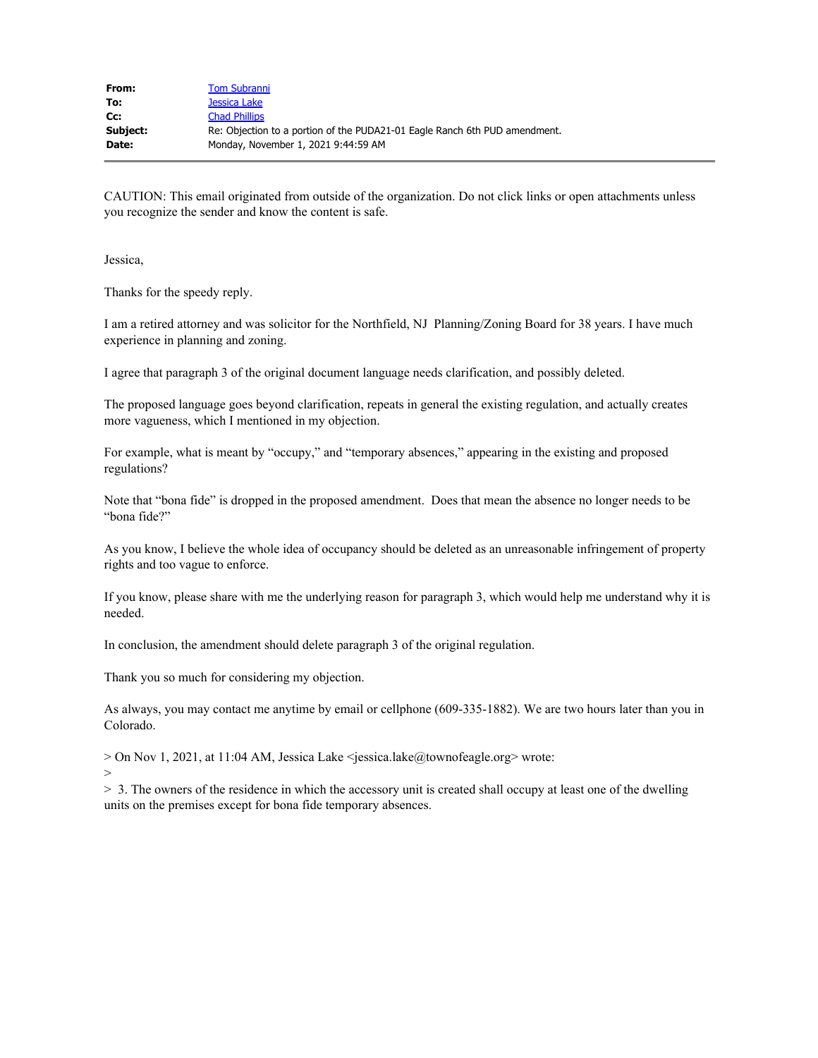| | |
|---|---|
| **From:** | Tom Subranni |
| **To:** | Jessica Lake |
| **Cc:** | Chad Phillips |
| **Subject:** | Re: Objection to a portion of the PUDA21-01 Eagle Ranch 6th PUD amendment. |
| **Date:** | Monday, November 1, 2021 9:44:59 AM |

CAUTION: This email originated from outside of the organization. Do not click links or open attachments unless you recognize the sender and know the content is safe.

Jessica,

Thanks for the speedy reply.

I am a retired attorney and was solicitor for the Northfield, NJ Planning/Zoning Board for 38 years. I have much experience in planning and zoning.

I agree that paragraph 3 of the original document language needs clarification, and possibly deleted.

The proposed language goes beyond clarification, repeats in general the existing regulation, and actually creates more vagueness, which I mentioned in my objection.

For example, what is meant by "occupy," and "temporary absences," appearing in the existing and proposed regulations?

Note that "bona fide" is dropped in the proposed amendment. Does that mean the absence no longer needs to be "bona fide?"

As you know, I believe the whole idea of occupancy should be deleted as an unreasonable infringement of property rights and too vague to enforce.

If you know, please share with me the underlying reason for paragraph 3, which would help me understand why it is needed.

In conclusion, the amendment should delete paragraph 3 of the original regulation.

Thank you so much for considering my objection.

As always, you may contact me anytime by email or cellphone (609-335-1882). We are two hours later than you in Colorado.

> On Nov 1, 2021, at 11:04 AM, Jessica Lake <jessica.lake@townofeagle.org> wrote:
>
> 3. The owners of the residence in which the accessory unit is created shall occupy at least one of the dwelling units on the premises except for bona fide temporary absences.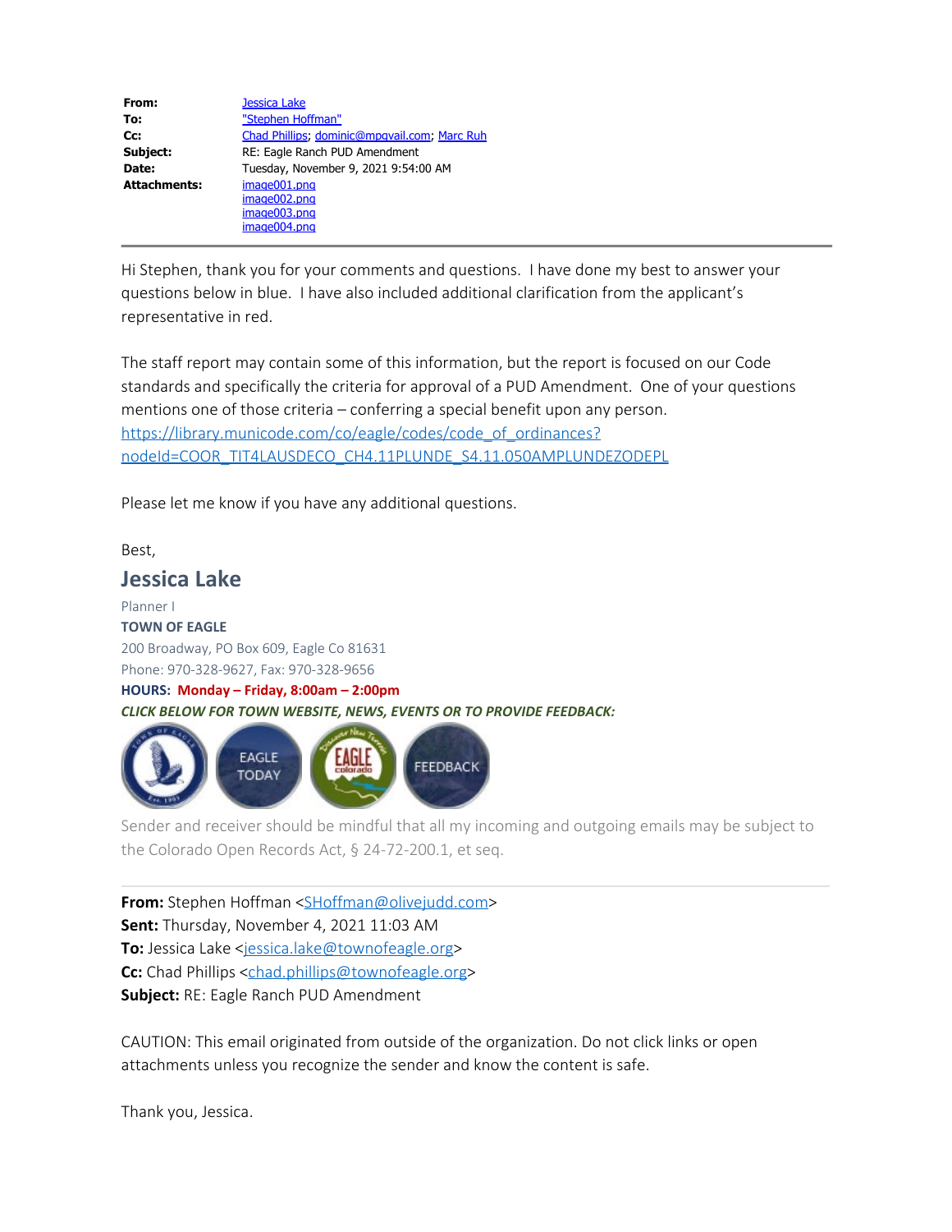| | |
|---|---|
| **From:** | Jessica Lake |
| **To:** | "Stephen Hoffman" |
| **Cc:** | Chad Phillips; dominic@mpgvail.com; Marc Ruh |
| **Subject:** | RE: Eagle Ranch PUD Amendment |
| **Date:** | Tuesday, November 9, 2021 9:54:00 AM |
| **Attachments:** | image001.png<br>image002.png<br>image003.png<br>image004.png |

---

Hi Stephen, thank you for your comments and questions. I have done my best to answer your questions below in blue. I have also included additional clarification from the applicant's representative in red.

The staff report may contain some of this information, but the report is focused on our Code standards and specifically the criteria for approval of a PUD Amendment. One of your questions mentions one of those criteria – conferring a special benefit upon any person. https://library.municode.com/co/eagle/codes/code_of_ordinances?nodeId=COOR_TIT4LAUSDECO_CH4.11PLUNDE_S4.11.050AMPLUNDEZODEPL

Please let me know if you have any additional questions.

Best,

## Jessica Lake

Planner I
**TOWN OF EAGLE**
200 Broadway, PO Box 609, Eagle Co 81631
Phone: 970-328-9627, Fax: 970-328-9656
**HOURS: Monday – Friday, 8:00am – 2:00pm**
***CLICK BELOW FOR TOWN WEBSITE, NEWS, EVENTS OR TO PROVIDE FEEDBACK:***

EAGLE TODAY | FEEDBACK

Sender and receiver should be mindful that all my incoming and outgoing emails may be subject to the Colorado Open Records Act, § 24-72-200.1, et seq.

---

**From:** Stephen Hoffman <SHoffman@olivejudd.com>
**Sent:** Thursday, November 4, 2021 11:03 AM
**To:** Jessica Lake <jessica.lake@townofeagle.org>
**Cc:** Chad Phillips <chad.phillips@townofeagle.org>
**Subject:** RE: Eagle Ranch PUD Amendment

CAUTION: This email originated from outside of the organization. Do not click links or open attachments unless you recognize the sender and know the content is safe.

Thank you, Jessica.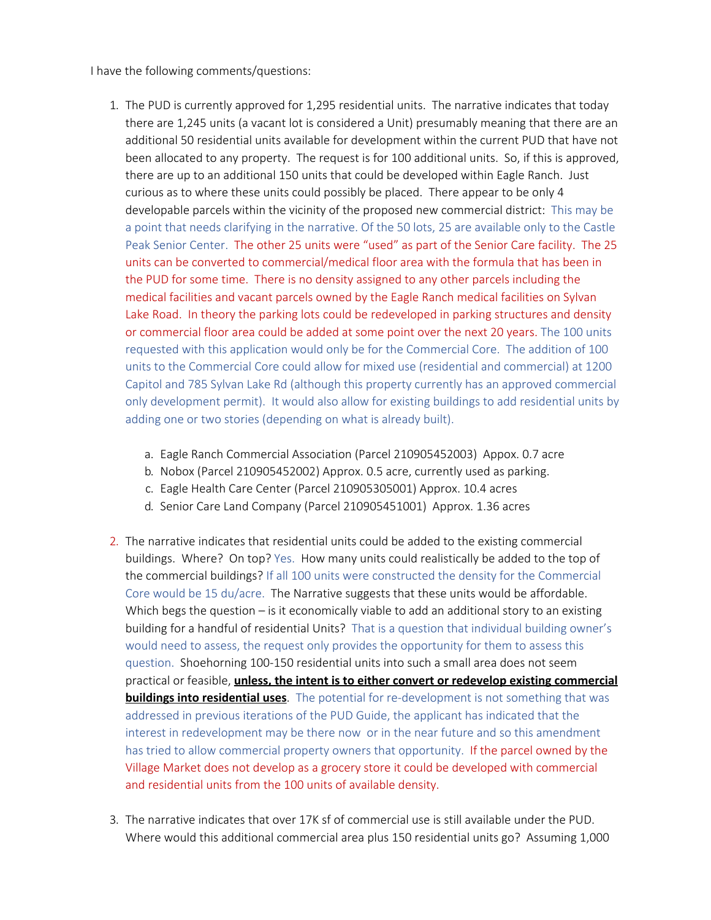I have the following comments/questions:

1. The PUD is currently approved for 1,295 residential units. The narrative indicates that today there are 1,245 units (a vacant lot is considered a Unit) presumably meaning that there are an additional 50 residential units available for development within the current PUD that have not been allocated to any property. The request is for 100 additional units. So, if this is approved, there are up to an additional 150 units that could be developed within Eagle Ranch. Just curious as to where these units could possibly be placed. There appear to be only 4 developable parcels within the vicinity of the proposed new commercial district: This may be a point that needs clarifying in the narrative. Of the 50 lots, 25 are available only to the Castle Peak Senior Center. The other 25 units were "used" as part of the Senior Care facility. The 25 units can be converted to commercial/medical floor area with the formula that has been in the PUD for some time. There is no density assigned to any other parcels including the medical facilities and vacant parcels owned by the Eagle Ranch medical facilities on Sylvan Lake Road. In theory the parking lots could be redeveloped in parking structures and density or commercial floor area could be added at some point over the next 20 years. The 100 units requested with this application would only be for the Commercial Core. The addition of 100 units to the Commercial Core could allow for mixed use (residential and commercial) at 1200 Capitol and 785 Sylvan Lake Rd (although this property currently has an approved commercial only development permit). It would also allow for existing buildings to add residential units by adding one or two stories (depending on what is already built).

   a. Eagle Ranch Commercial Association (Parcel 210905452003) Appox. 0.7 acre
   b. Nobox (Parcel 210905452002) Approx. 0.5 acre, currently used as parking.
   c. Eagle Health Care Center (Parcel 210905305001) Approx. 10.4 acres
   d. Senior Care Land Company (Parcel 210905451001) Approx. 1.36 acres

2. The narrative indicates that residential units could be added to the existing commercial buildings. Where? On top? Yes. How many units could realistically be added to the top of the commercial buildings? If all 100 units were constructed the density for the Commercial Core would be 15 du/acre. The Narrative suggests that these units would be affordable. Which begs the question – is it economically viable to add an additional story to an existing building for a handful of residential Units? That is a question that individual building owner's would need to assess, the request only provides the opportunity for them to assess this question. Shoehorning 100-150 residential units into such a small area does not seem practical or feasible, **unless, the intent is to either convert or redevelop existing commercial buildings into residential uses**. The potential for re-development is not something that was addressed in previous iterations of the PUD Guide, the applicant has indicated that the interest in redevelopment may be there now or in the near future and so this amendment has tried to allow commercial property owners that opportunity. If the parcel owned by the Village Market does not develop as a grocery store it could be developed with commercial and residential units from the 100 units of available density.

3. The narrative indicates that over 17K sf of commercial use is still available under the PUD. Where would this additional commercial area plus 150 residential units go? Assuming 1,000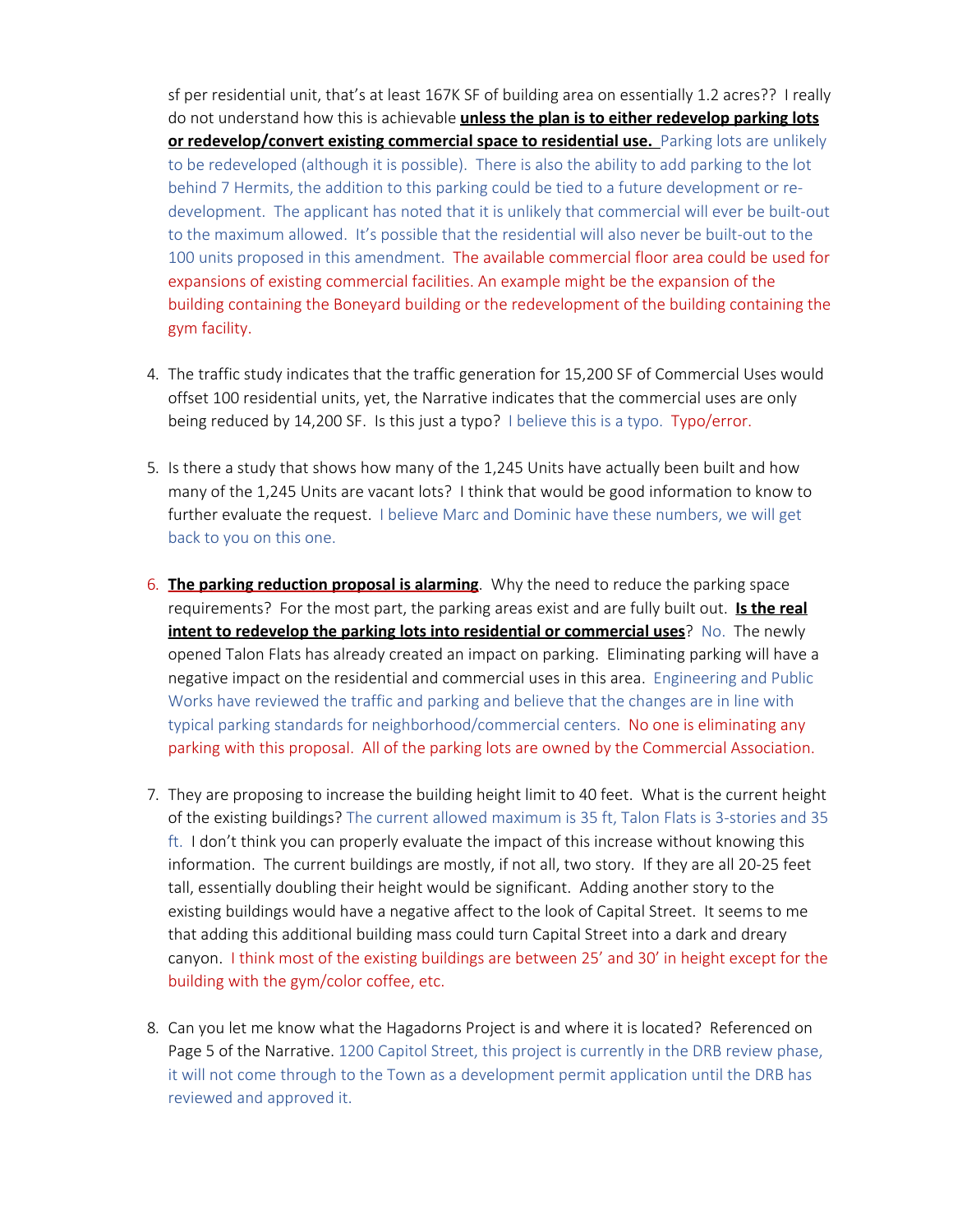sf per residential unit, that's at least 167K SF of building area on essentially 1.2 acres?? I really do not understand how this is achievable **unless the plan is to either redevelop parking lots or redevelop/convert existing commercial space to residential use.** Parking lots are unlikely to be redeveloped (although it is possible). There is also the ability to add parking to the lot behind 7 Hermits, the addition to this parking could be tied to a future development or re-development. The applicant has noted that it is unlikely that commercial will ever be built-out to the maximum allowed. It's possible that the residential will also never be built-out to the 100 units proposed in this amendment. The available commercial floor area could be used for expansions of existing commercial facilities. An example might be the expansion of the building containing the Boneyard building or the redevelopment of the building containing the gym facility.

4. The traffic study indicates that the traffic generation for 15,200 SF of Commercial Uses would offset 100 residential units, yet, the Narrative indicates that the commercial uses are only being reduced by 14,200 SF. Is this just a typo? I believe this is a typo. Typo/error.

5. Is there a study that shows how many of the 1,245 Units have actually been built and how many of the 1,245 Units are vacant lots? I think that would be good information to know to further evaluate the request. I believe Marc and Dominic have these numbers, we will get back to you on this one.

6. **The parking reduction proposal is alarming**. Why the need to reduce the parking space requirements? For the most part, the parking areas exist and are fully built out. **Is the real intent to redevelop the parking lots into residential or commercial uses**? No. The newly opened Talon Flats has already created an impact on parking. Eliminating parking will have a negative impact on the residential and commercial uses in this area. Engineering and Public Works have reviewed the traffic and parking and believe that the changes are in line with typical parking standards for neighborhood/commercial centers. No one is eliminating any parking with this proposal. All of the parking lots are owned by the Commercial Association.

7. They are proposing to increase the building height limit to 40 feet. What is the current height of the existing buildings? The current allowed maximum is 35 ft, Talon Flats is 3-stories and 35 ft. I don't think you can properly evaluate the impact of this increase without knowing this information. The current buildings are mostly, if not all, two story. If they are all 20-25 feet tall, essentially doubling their height would be significant. Adding another story to the existing buildings would have a negative affect to the look of Capital Street. It seems to me that adding this additional building mass could turn Capital Street into a dark and dreary canyon. I think most of the existing buildings are between 25' and 30' in height except for the building with the gym/color coffee, etc.

8. Can you let me know what the Hagadorns Project is and where it is located? Referenced on Page 5 of the Narrative. 1200 Capitol Street, this project is currently in the DRB review phase, it will not come through to the Town as a development permit application until the DRB has reviewed and approved it.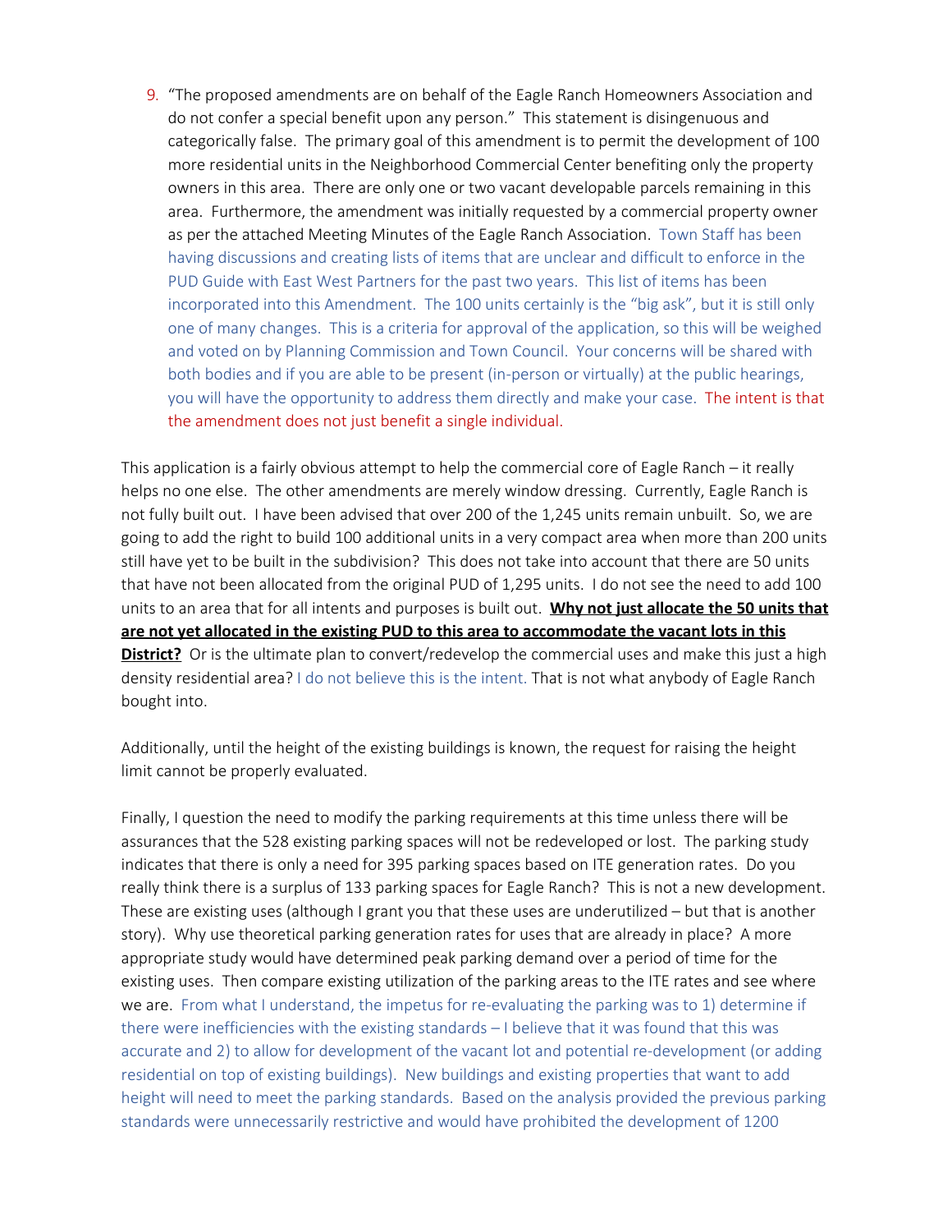9. "The proposed amendments are on behalf of the Eagle Ranch Homeowners Association and do not confer a special benefit upon any person." This statement is disingenuous and categorically false. The primary goal of this amendment is to permit the development of 100 more residential units in the Neighborhood Commercial Center benefiting only the property owners in this area. There are only one or two vacant developable parcels remaining in this area. Furthermore, the amendment was initially requested by a commercial property owner as per the attached Meeting Minutes of the Eagle Ranch Association. Town Staff has been having discussions and creating lists of items that are unclear and difficult to enforce in the PUD Guide with East West Partners for the past two years. This list of items has been incorporated into this Amendment. The 100 units certainly is the "big ask", but it is still only one of many changes. This is a criteria for approval of the application, so this will be weighed and voted on by Planning Commission and Town Council. Your concerns will be shared with both bodies and if you are able to be present (in-person or virtually) at the public hearings, you will have the opportunity to address them directly and make your case. The intent is that the amendment does not just benefit a single individual.

This application is a fairly obvious attempt to help the commercial core of Eagle Ranch – it really helps no one else. The other amendments are merely window dressing. Currently, Eagle Ranch is not fully built out. I have been advised that over 200 of the 1,245 units remain unbuilt. So, we are going to add the right to build 100 additional units in a very compact area when more than 200 units still have yet to be built in the subdivision? This does not take into account that there are 50 units that have not been allocated from the original PUD of 1,295 units. I do not see the need to add 100 units to an area that for all intents and purposes is built out. **Why not just allocate the 50 units that are not yet allocated in the existing PUD to this area to accommodate the vacant lots in this District?** Or is the ultimate plan to convert/redevelop the commercial uses and make this just a high density residential area? I do not believe this is the intent. That is not what anybody of Eagle Ranch bought into.

Additionally, until the height of the existing buildings is known, the request for raising the height limit cannot be properly evaluated.

Finally, I question the need to modify the parking requirements at this time unless there will be assurances that the 528 existing parking spaces will not be redeveloped or lost. The parking study indicates that there is only a need for 395 parking spaces based on ITE generation rates. Do you really think there is a surplus of 133 parking spaces for Eagle Ranch? This is not a new development. These are existing uses (although I grant you that these uses are underutilized – but that is another story). Why use theoretical parking generation rates for uses that are already in place? A more appropriate study would have determined peak parking demand over a period of time for the existing uses. Then compare existing utilization of the parking areas to the ITE rates and see where we are. From what I understand, the impetus for re-evaluating the parking was to 1) determine if there were inefficiencies with the existing standards – I believe that it was found that this was accurate and 2) to allow for development of the vacant lot and potential re-development (or adding residential on top of existing buildings). New buildings and existing properties that want to add height will need to meet the parking standards. Based on the analysis provided the previous parking standards were unnecessarily restrictive and would have prohibited the development of 1200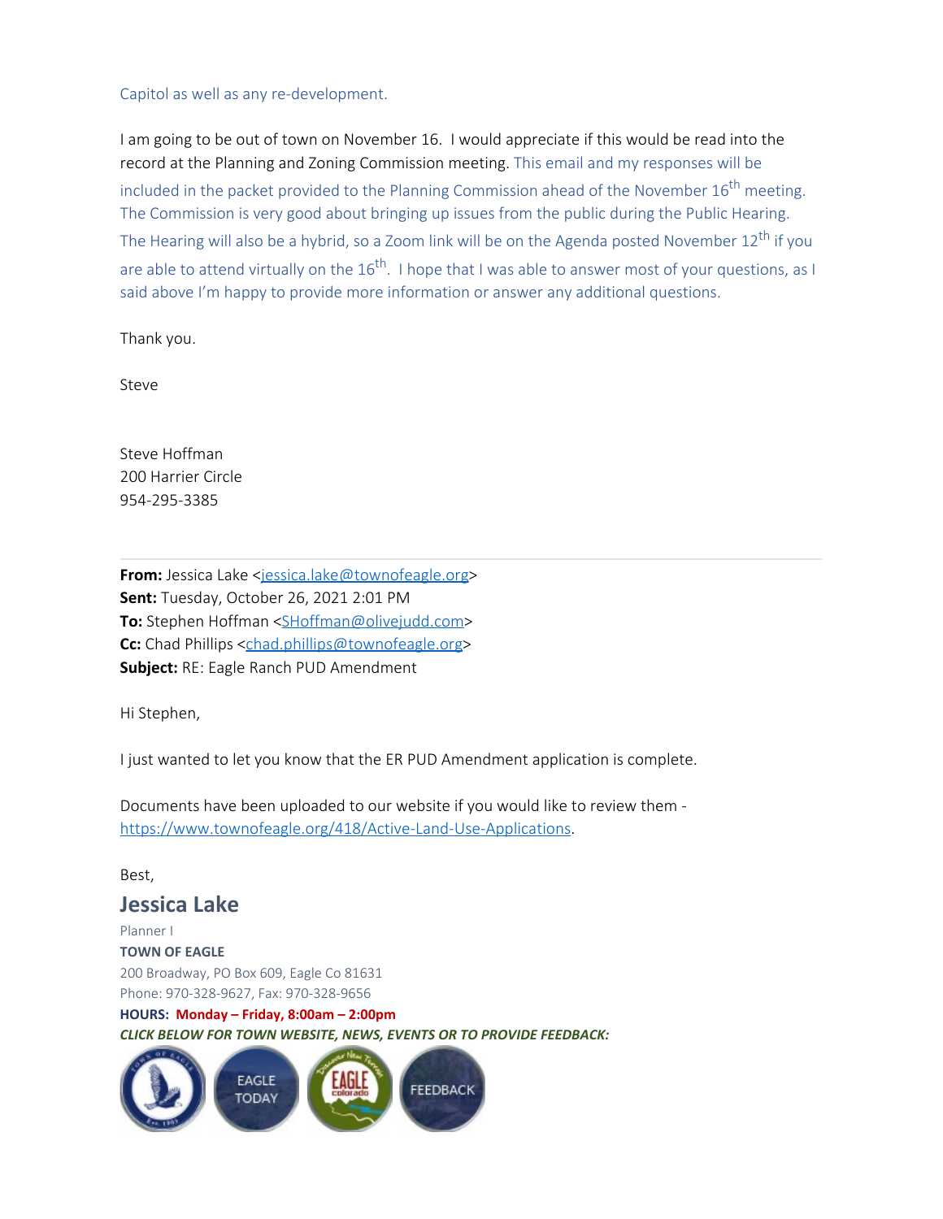Capitol as well as any re-development.

I am going to be out of town on November 16. I would appreciate if this would be read into the record at the Planning and Zoning Commission meeting. This email and my responses will be included in the packet provided to the Planning Commission ahead of the November 16th meeting. The Commission is very good about bringing up issues from the public during the Public Hearing. The Hearing will also be a hybrid, so a Zoom link will be on the Agenda posted November 12th if you are able to attend virtually on the 16th. I hope that I was able to answer most of your questions, as I said above I'm happy to provide more information or answer any additional questions.

Thank you.

Steve

Steve Hoffman
200 Harrier Circle
954-295-3385

---

**From:** Jessica Lake <jessica.lake@townofeagle.org>
**Sent:** Tuesday, October 26, 2021 2:01 PM
**To:** Stephen Hoffman <SHoffman@olivejudd.com>
**Cc:** Chad Phillips <chad.phillips@townofeagle.org>
**Subject:** RE: Eagle Ranch PUD Amendment

Hi Stephen,

I just wanted to let you know that the ER PUD Amendment application is complete.

Documents have been uploaded to our website if you would like to review them - https://www.townofeagle.org/418/Active-Land-Use-Applications.

Best,

**Jessica Lake**
Planner I
**TOWN OF EAGLE**
200 Broadway, PO Box 609, Eagle Co 81631
Phone: 970-328-9627, Fax: 970-328-9656
**HOURS: Monday – Friday, 8:00am – 2:00pm**
***CLICK BELOW FOR TOWN WEBSITE, NEWS, EVENTS OR TO PROVIDE FEEDBACK:***

EAGLE TODAY | FEEDBACK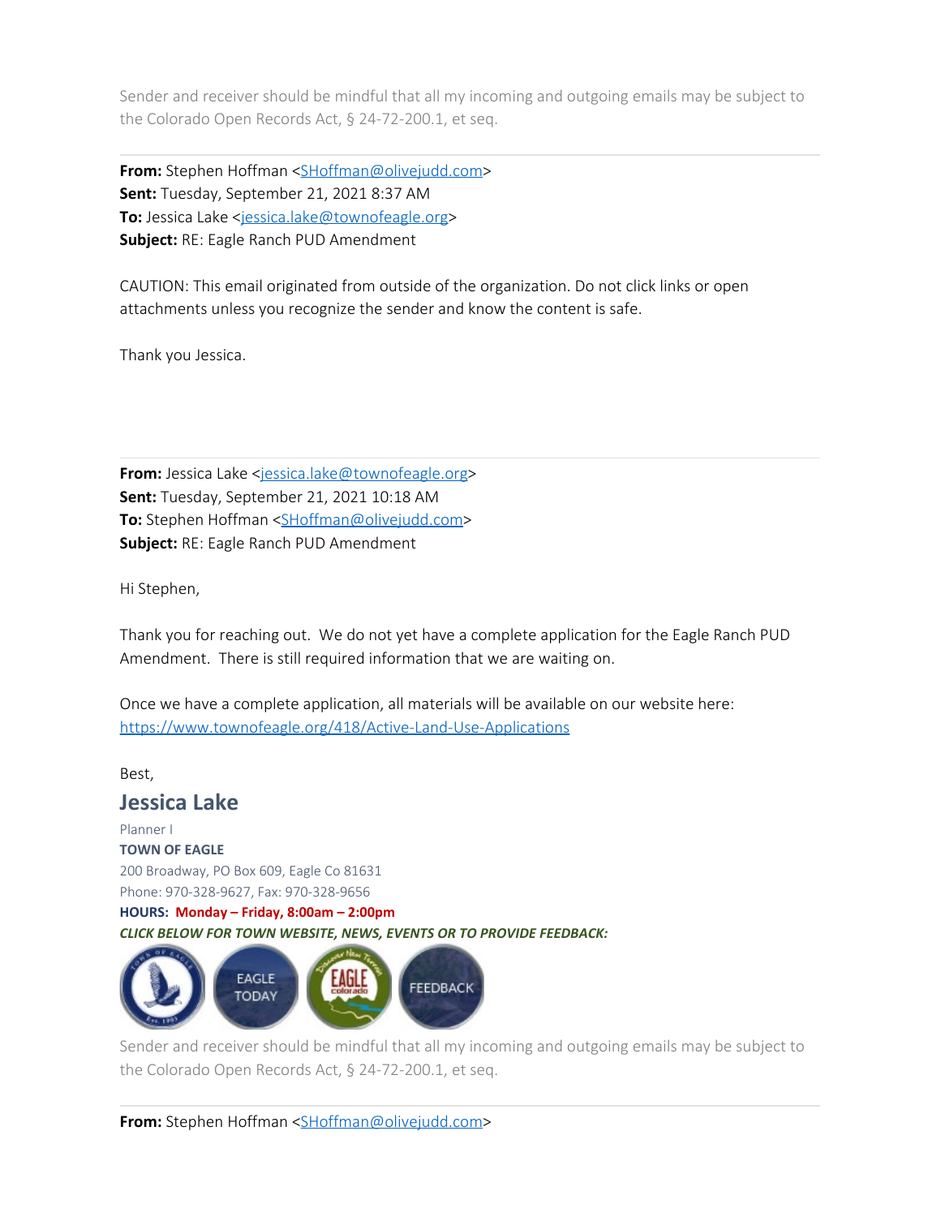Sender and receiver should be mindful that all my incoming and outgoing emails may be subject to the Colorado Open Records Act, § 24-72-200.1, et seq.

---

**From:** Stephen Hoffman <SHoffman@olivejudd.com>
**Sent:** Tuesday, September 21, 2021 8:37 AM
**To:** Jessica Lake <jessica.lake@townofeagle.org>
**Subject:** RE: Eagle Ranch PUD Amendment

CAUTION: This email originated from outside of the organization. Do not click links or open attachments unless you recognize the sender and know the content is safe.

Thank you Jessica.

---

**From:** Jessica Lake <jessica.lake@townofeagle.org>
**Sent:** Tuesday, September 21, 2021 10:18 AM
**To:** Stephen Hoffman <SHoffman@olivejudd.com>
**Subject:** RE: Eagle Ranch PUD Amendment

Hi Stephen,

Thank you for reaching out. We do not yet have a complete application for the Eagle Ranch PUD Amendment. There is still required information that we are waiting on.

Once we have a complete application, all materials will be available on our website here: https://www.townofeagle.org/418/Active-Land-Use-Applications

Best,

**Jessica Lake**
Planner I
**TOWN OF EAGLE**
200 Broadway, PO Box 609, Eagle Co 81631
Phone: 970-328-9627, Fax: 970-328-9656
**HOURS: Monday – Friday, 8:00am – 2:00pm**
***CLICK BELOW FOR TOWN WEBSITE, NEWS, EVENTS OR TO PROVIDE FEEDBACK:***

EAGLE TODAY | FEEDBACK

Sender and receiver should be mindful that all my incoming and outgoing emails may be subject to the Colorado Open Records Act, § 24-72-200.1, et seq.

---

**From:** Stephen Hoffman <SHoffman@olivejudd.com>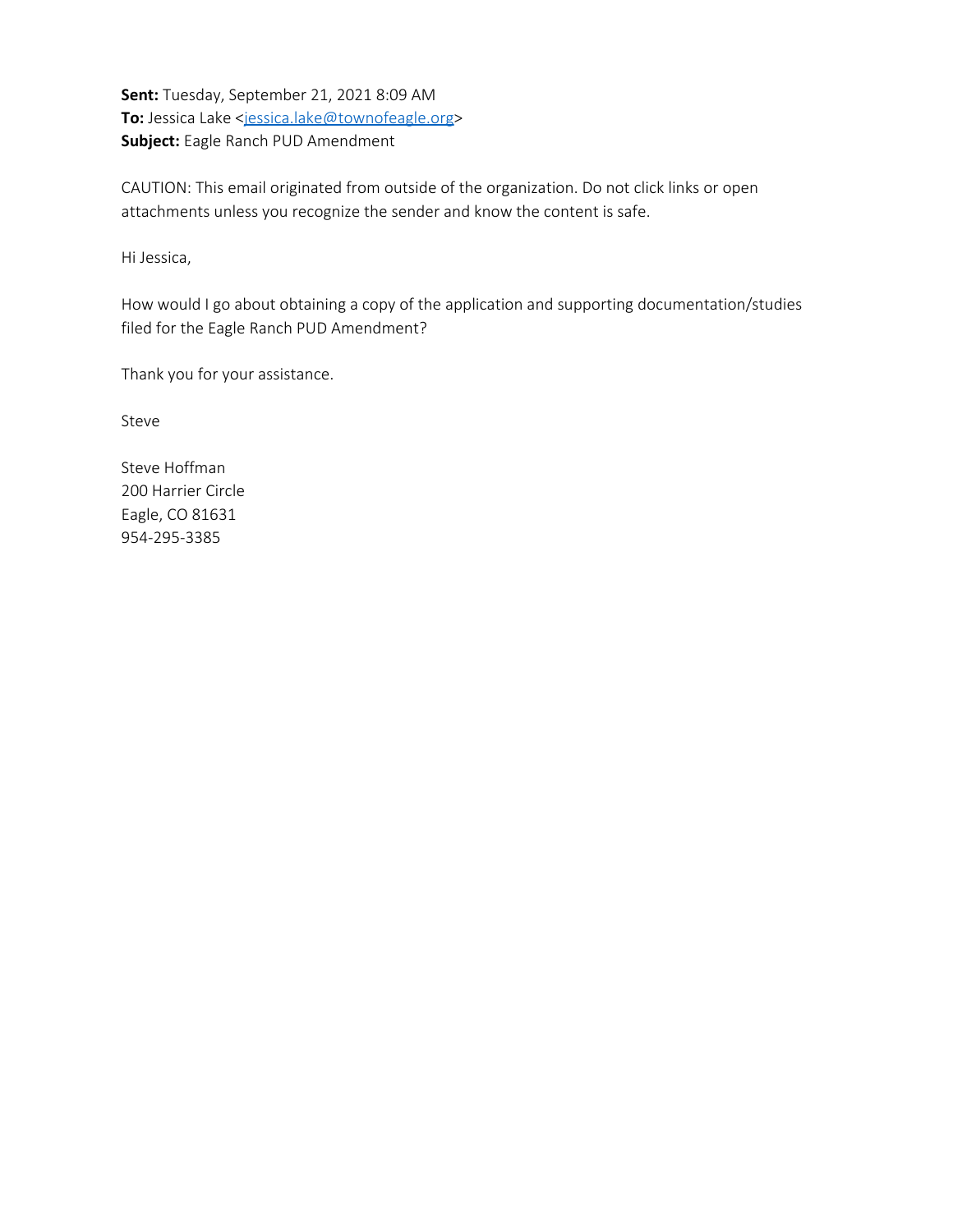**Sent:** Tuesday, September 21, 2021 8:09 AM
**To:** Jessica Lake <jessica.lake@townofeagle.org>
**Subject:** Eagle Ranch PUD Amendment

CAUTION: This email originated from outside of the organization. Do not click links or open attachments unless you recognize the sender and know the content is safe.

Hi Jessica,

How would I go about obtaining a copy of the application and supporting documentation/studies filed for the Eagle Ranch PUD Amendment?

Thank you for your assistance.

Steve

Steve Hoffman
200 Harrier Circle
Eagle, CO 81631
954-295-3385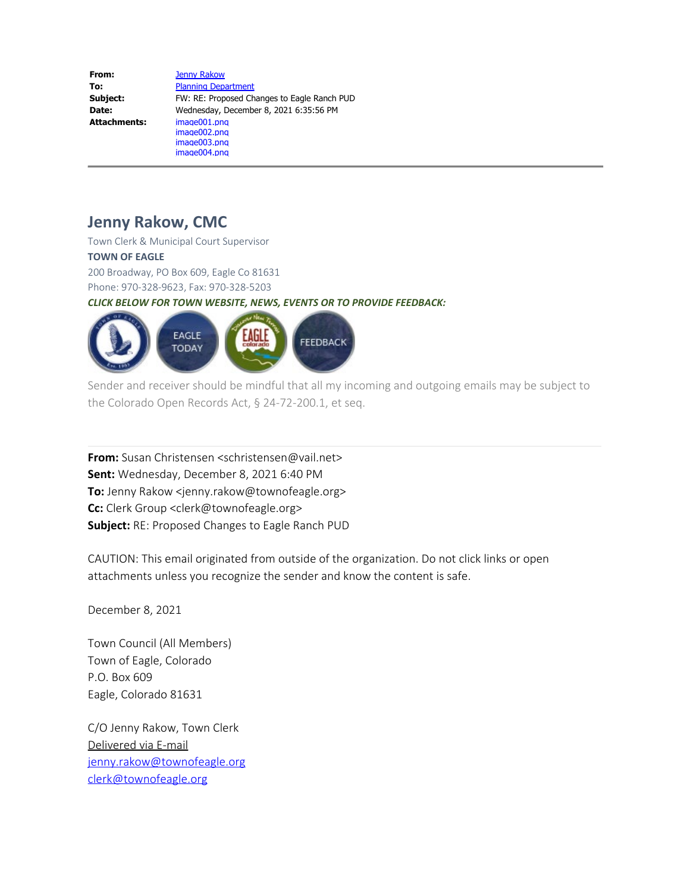| | |
|---|---|
| **From:** | Jenny Rakow |
| **To:** | Planning Department |
| **Subject:** | FW: RE: Proposed Changes to Eagle Ranch PUD |
| **Date:** | Wednesday, December 8, 2021 6:35:56 PM |
| **Attachments:** | image001.png<br>image002.png<br>image003.png<br>image004.png |

---

## Jenny Rakow, CMC

Town Clerk & Municipal Court Supervisor
**TOWN OF EAGLE**
200 Broadway, PO Box 609, Eagle Co 81631
Phone: 970-328-9623, Fax: 970-328-5203

***CLICK BELOW FOR TOWN WEBSITE, NEWS, EVENTS OR TO PROVIDE FEEDBACK:***

EAGLE TODAY

FEEDBACK

Sender and receiver should be mindful that all my incoming and outgoing emails may be subject to the Colorado Open Records Act, § 24-72-200.1, et seq.

---

**From:** Susan Christensen <schristensen@vail.net>
**Sent:** Wednesday, December 8, 2021 6:40 PM
**To:** Jenny Rakow <jenny.rakow@townofeagle.org>
**Cc:** Clerk Group <clerk@townofeagle.org>
**Subject:** RE: Proposed Changes to Eagle Ranch PUD

CAUTION: This email originated from outside of the organization. Do not click links or open attachments unless you recognize the sender and know the content is safe.

December 8, 2021

Town Council (All Members)
Town of Eagle, Colorado
P.O. Box 609
Eagle, Colorado 81631

C/O Jenny Rakow, Town Clerk
Delivered via E-mail
jenny.rakow@townofeagle.org
clerk@townofeagle.org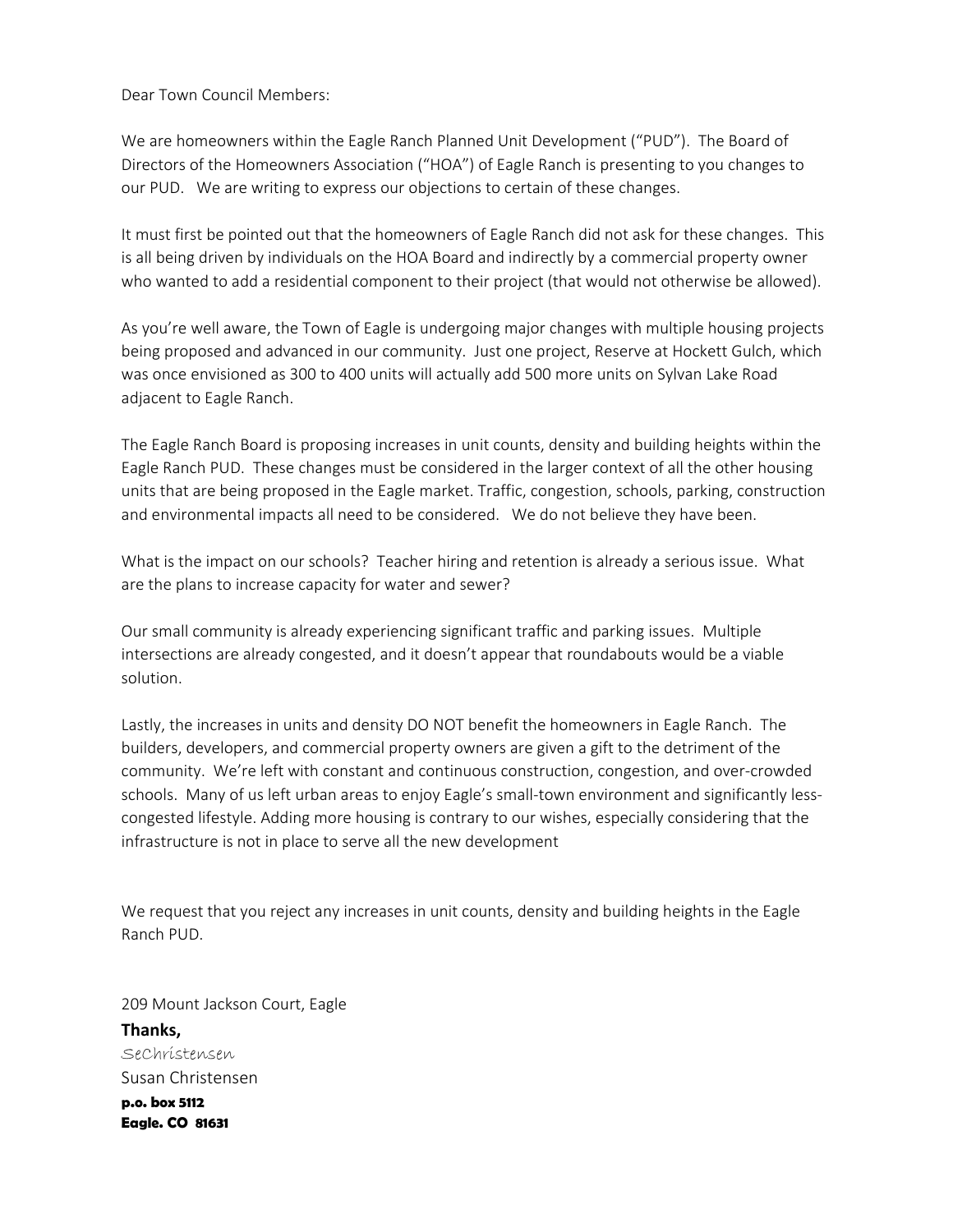Dear Town Council Members:

We are homeowners within the Eagle Ranch Planned Unit Development ("PUD"). The Board of Directors of the Homeowners Association ("HOA") of Eagle Ranch is presenting to you changes to our PUD. We are writing to express our objections to certain of these changes.

It must first be pointed out that the homeowners of Eagle Ranch did not ask for these changes. This is all being driven by individuals on the HOA Board and indirectly by a commercial property owner who wanted to add a residential component to their project (that would not otherwise be allowed).

As you're well aware, the Town of Eagle is undergoing major changes with multiple housing projects being proposed and advanced in our community. Just one project, Reserve at Hockett Gulch, which was once envisioned as 300 to 400 units will actually add 500 more units on Sylvan Lake Road adjacent to Eagle Ranch.

The Eagle Ranch Board is proposing increases in unit counts, density and building heights within the Eagle Ranch PUD. These changes must be considered in the larger context of all the other housing units that are being proposed in the Eagle market. Traffic, congestion, schools, parking, construction and environmental impacts all need to be considered. We do not believe they have been.

What is the impact on our schools? Teacher hiring and retention is already a serious issue. What are the plans to increase capacity for water and sewer?

Our small community is already experiencing significant traffic and parking issues. Multiple intersections are already congested, and it doesn't appear that roundabouts would be a viable solution.

Lastly, the increases in units and density DO NOT benefit the homeowners in Eagle Ranch. The builders, developers, and commercial property owners are given a gift to the detriment of the community. We're left with constant and continuous construction, congestion, and over-crowded schools. Many of us left urban areas to enjoy Eagle's small-town environment and significantly less-congested lifestyle. Adding more housing is contrary to our wishes, especially considering that the infrastructure is not in place to serve all the new development

We request that you reject any increases in unit counts, density and building heights in the Eagle Ranch PUD.

209 Mount Jackson Court, Eagle

**Thanks,**

*SeChristensen*

Susan Christensen

**p.o. box 5112**
**Eagle. CO 81631**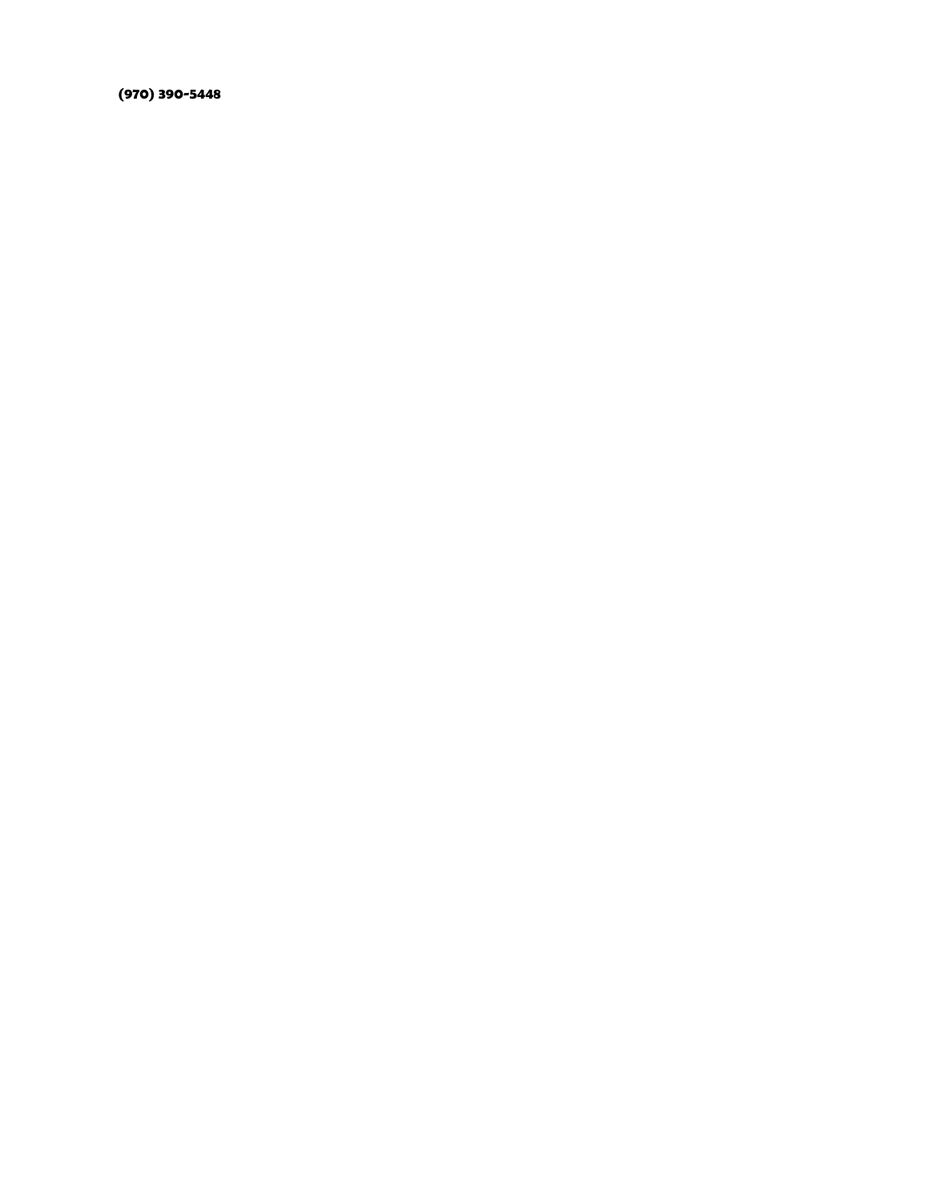**(970) 390-5448**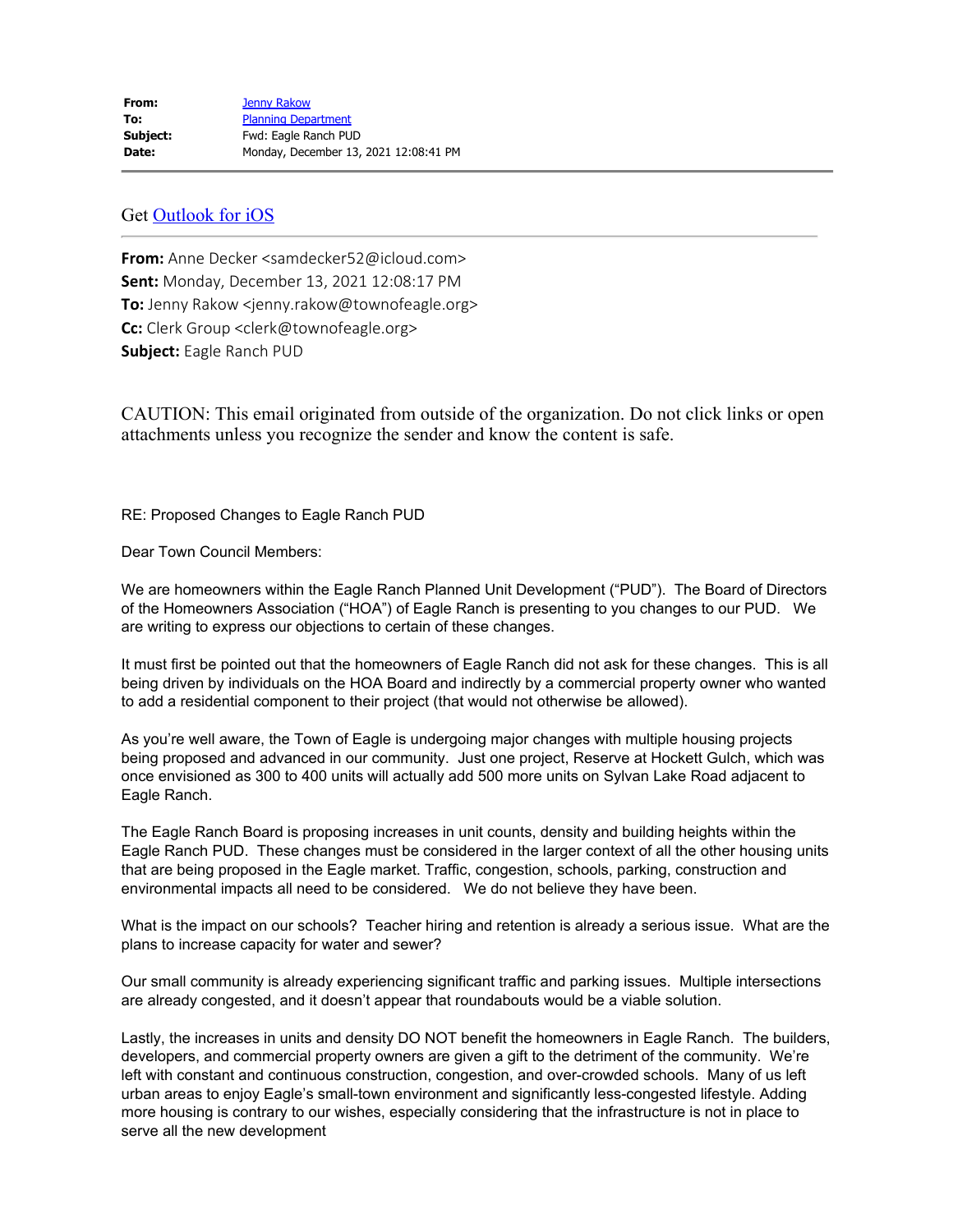| | |
|---|---|
| **From:** | Jenny Rakow |
| **To:** | Planning Department |
| **Subject:** | Fwd: Eagle Ranch PUD |
| **Date:** | Monday, December 13, 2021 12:08:41 PM |

Get Outlook for iOS

---

**From:** Anne Decker <samdecker52@icloud.com>
**Sent:** Monday, December 13, 2021 12:08:17 PM
**To:** Jenny Rakow <jenny.rakow@townofeagle.org>
**Cc:** Clerk Group <clerk@townofeagle.org>
**Subject:** Eagle Ranch PUD

CAUTION: This email originated from outside of the organization. Do not click links or open attachments unless you recognize the sender and know the content is safe.

RE: Proposed Changes to Eagle Ranch PUD

Dear Town Council Members:

We are homeowners within the Eagle Ranch Planned Unit Development ("PUD"). The Board of Directors of the Homeowners Association ("HOA") of Eagle Ranch is presenting to you changes to our PUD. We are writing to express our objections to certain of these changes.

It must first be pointed out that the homeowners of Eagle Ranch did not ask for these changes. This is all being driven by individuals on the HOA Board and indirectly by a commercial property owner who wanted to add a residential component to their project (that would not otherwise be allowed).

As you're well aware, the Town of Eagle is undergoing major changes with multiple housing projects being proposed and advanced in our community. Just one project, Reserve at Hockett Gulch, which was once envisioned as 300 to 400 units will actually add 500 more units on Sylvan Lake Road adjacent to Eagle Ranch.

The Eagle Ranch Board is proposing increases in unit counts, density and building heights within the Eagle Ranch PUD. These changes must be considered in the larger context of all the other housing units that are being proposed in the Eagle market. Traffic, congestion, schools, parking, construction and environmental impacts all need to be considered. We do not believe they have been.

What is the impact on our schools? Teacher hiring and retention is already a serious issue. What are the plans to increase capacity for water and sewer?

Our small community is already experiencing significant traffic and parking issues. Multiple intersections are already congested, and it doesn't appear that roundabouts would be a viable solution.

Lastly, the increases in units and density DO NOT benefit the homeowners in Eagle Ranch. The builders, developers, and commercial property owners are given a gift to the detriment of the community. We're left with constant and continuous construction, congestion, and over-crowded schools. Many of us left urban areas to enjoy Eagle's small-town environment and significantly less-congested lifestyle. Adding more housing is contrary to our wishes, especially considering that the infrastructure is not in place to serve all the new development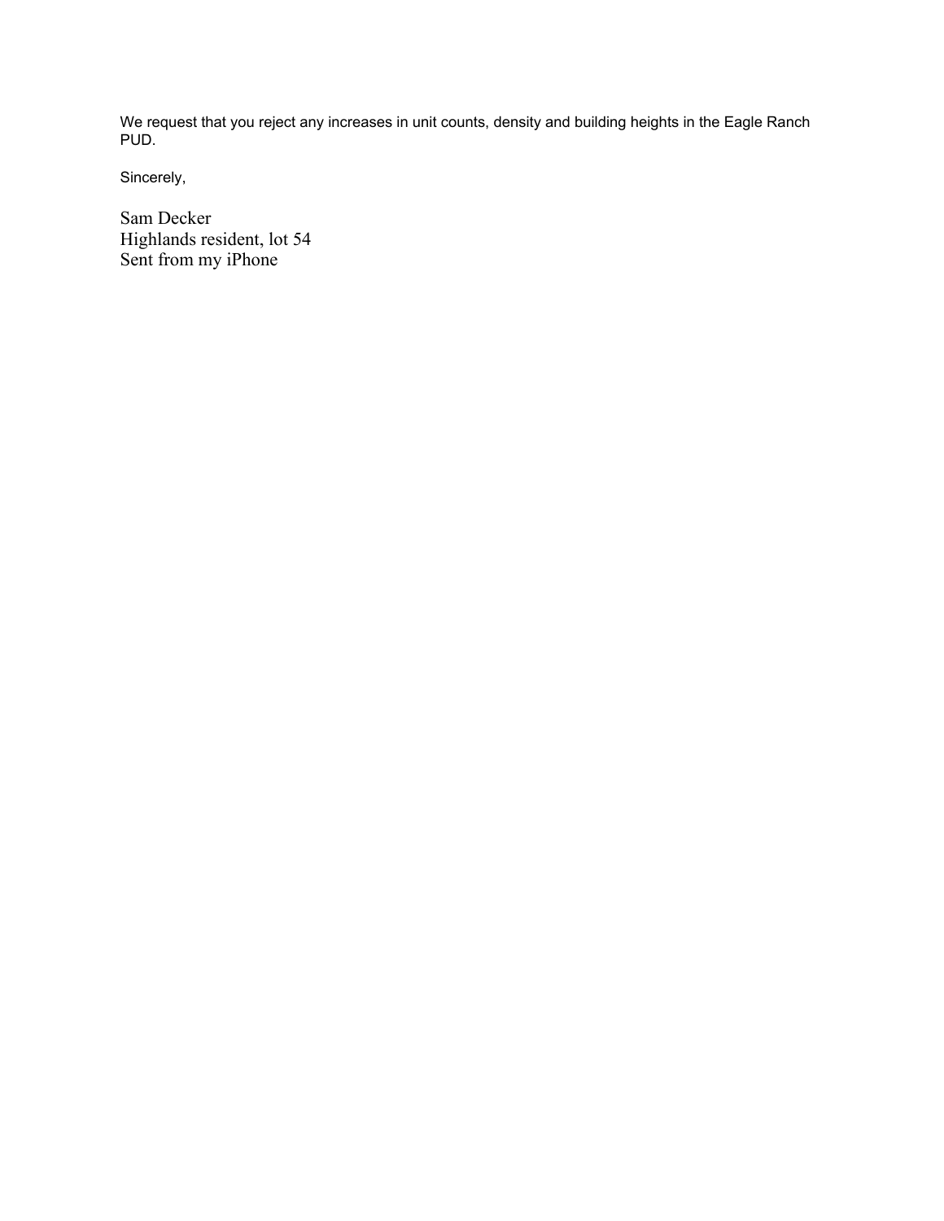We request that you reject any increases in unit counts, density and building heights in the Eagle Ranch PUD.

Sincerely,

Sam Decker
Highlands resident, lot 54
Sent from my iPhone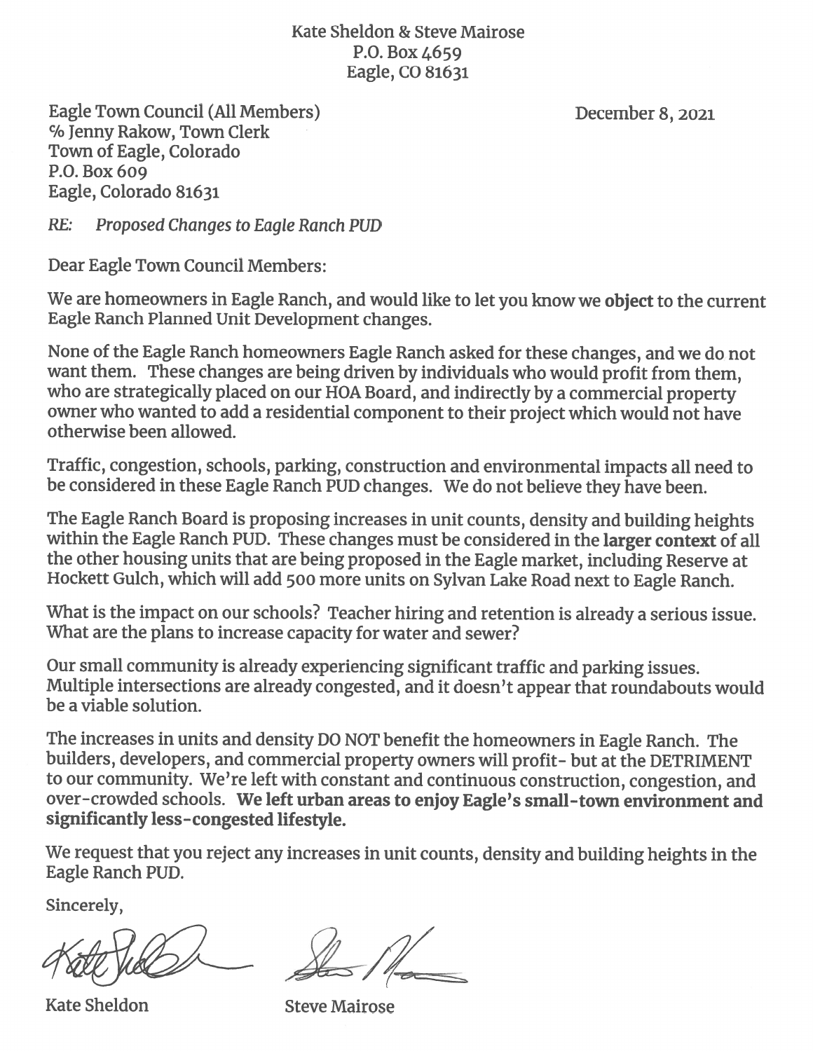Kate Sheldon & Steve Mairose
P.O. Box 4659
Eagle, CO 81631

Eagle Town Council (All Members)
℅ Jenny Rakow, Town Clerk
Town of Eagle, Colorado
P.O. Box 609
Eagle, Colorado 81631

December 8, 2021

*RE: Proposed Changes to Eagle Ranch PUD*

Dear Eagle Town Council Members:

We are homeowners in Eagle Ranch, and would like to let you know we **object** to the current Eagle Ranch Planned Unit Development changes.

None of the Eagle Ranch homeowners Eagle Ranch asked for these changes, and we do not want them. These changes are being driven by individuals who would profit from them, who are strategically placed on our HOA Board, and indirectly by a commercial property owner who wanted to add a residential component to their project which would not have otherwise been allowed.

Traffic, congestion, schools, parking, construction and environmental impacts all need to be considered in these Eagle Ranch PUD changes. We do not believe they have been.

The Eagle Ranch Board is proposing increases in unit counts, density and building heights within the Eagle Ranch PUD. These changes must be considered in the **larger context** of all the other housing units that are being proposed in the Eagle market, including Reserve at Hockett Gulch, which will add 500 more units on Sylvan Lake Road next to Eagle Ranch.

What is the impact on our schools? Teacher hiring and retention is already a serious issue. What are the plans to increase capacity for water and sewer?

Our small community is already experiencing significant traffic and parking issues. Multiple intersections are already congested, and it doesn't appear that roundabouts would be a viable solution.

The increases in units and density DO NOT benefit the homeowners in Eagle Ranch. The builders, developers, and commercial property owners will profit- but at the DETRIMENT to our community. We're left with constant and continuous construction, congestion, and over-crowded schools. **We left urban areas to enjoy Eagle's small-town environment and significantly less-congested lifestyle.**

We request that you reject any increases in unit counts, density and building heights in the Eagle Ranch PUD.

Sincerely,

Kate Sheldon

Steve Mairose